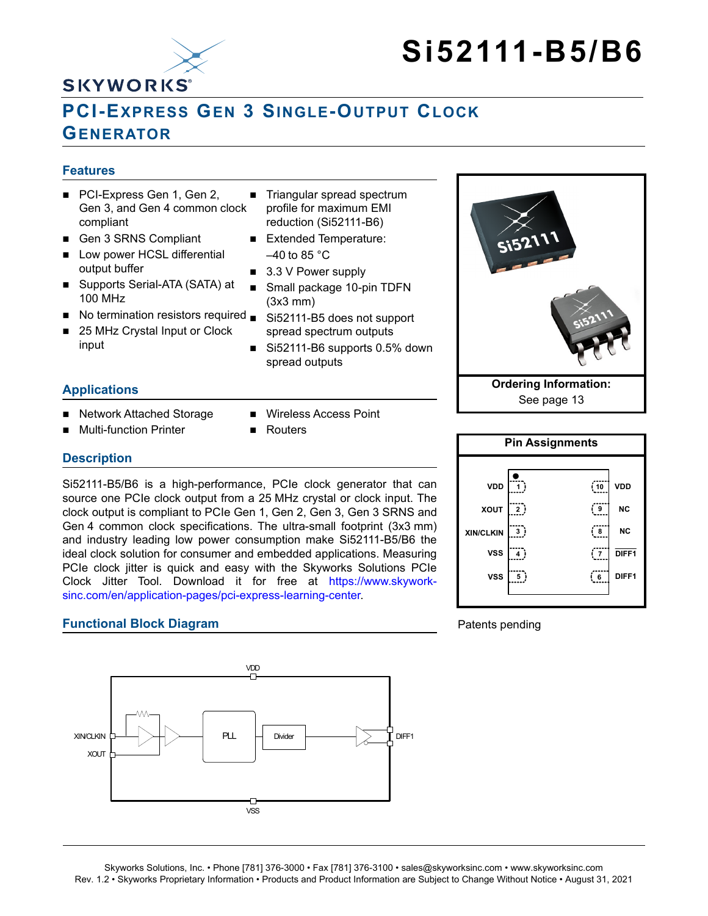# Si52111-B5/B6

## PCI-EXPRESS GEN 3 SINGLE-OUTPUT CLOCK GENERATOR

### Features

- PCI-Express Gen 1, Gen 2, Gen 3, and Gen 4 common clock compliant
- Gen 3 SRNS Compliant
- Low power HCSL differential output buffer
- Supports Serial-ATA (SATA) at 100 MHz
- No termination resistors required
- 25 MHz Crystal Input or Clock input
- Triangular spread spectrum profile for maximum EMI reduction (Si52111-B6)
- Extended Temperature: –40 to 85 °C
- 3.3 V Power supply
- Small package 10-pin TDFN (3x3 mm)
- Si52111-B5 does not support spread spectrum outputs
- Si52111-B6 supports 0.5% down spread outputs

**Ordering Information:**
See page 13

### Applications

- Network Attached Storage
- Multi-function Printer
- Wireless Access Point
- Routers

### Pin Assignments

| Pin | Name | Pin | Name |
|---|---|---|---|
| 1 | VDD | 10 | VDD |
| 2 | XOUT | 9 | NC |
| 3 | XIN/CLKIN | 8 | NC |
| 4 | VSS | 7 | $\overline{\text{DIFF1}}$ |
| 5 | VSS | 6 | DIFF1 |

Patents pending

### Description

Si52111-B5/B6 is a high-performance, PCIe clock generator that can source one PCIe clock output from a 25 MHz crystal or clock input. The clock output is compliant to PCIe Gen 1, Gen 2, Gen 3, Gen 3 SRNS and Gen 4 common clock specifications. The ultra-small footprint (3x3 mm) and industry leading low power consumption make Si52111-B5/B6 the ideal clock solution for consumer and embedded applications. Measuring PCIe clock jitter is quick and easy with the Skyworks Solutions PCIe Clock Jitter Tool. Download it for free at https://www.skyworksinc.com/en/application-pages/pci-express-learning-center.

### Functional Block Diagram

VDD, XIN/CLKIN, XOUT, PLL, Divider, DIFF1, VSS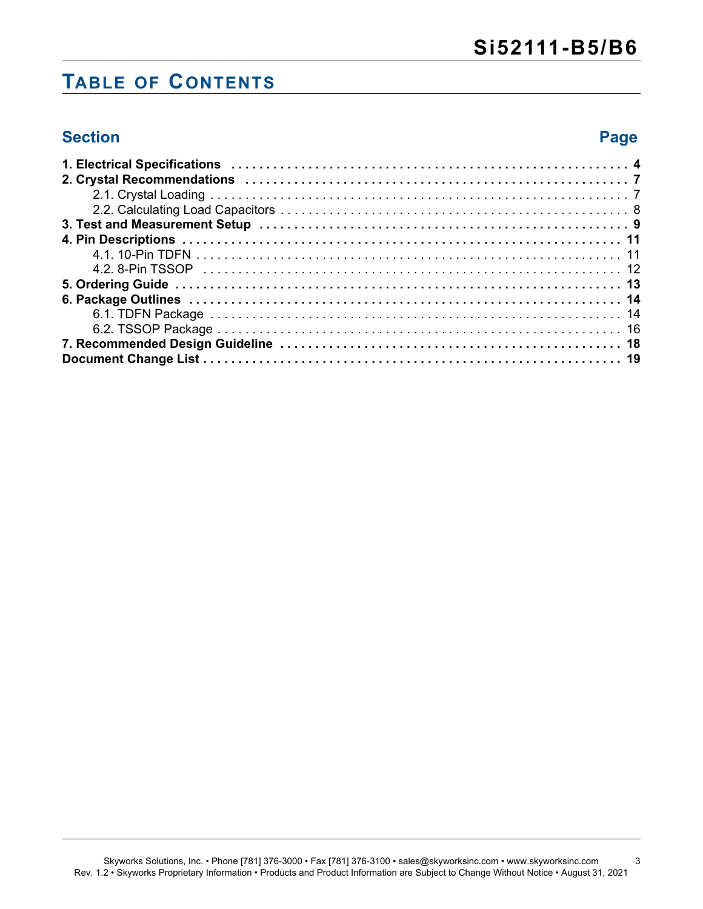# Table of Contents

| Section | Page |
|---|---|
| **1. Electrical Specifications** | **4** |
| **2. Crystal Recommendations** | **7** |
| 2.1. Crystal Loading | 7 |
| 2.2. Calculating Load Capacitors | 8 |
| **3. Test and Measurement Setup** | **9** |
| **4. Pin Descriptions** | **11** |
| 4.1. 10-Pin TDFN | 11 |
| 4.2. 8-Pin TSSOP | 12 |
| **5. Ordering Guide** | **13** |
| **6. Package Outlines** | **14** |
| 6.1. TDFN Package | 14 |
| 6.2. TSSOP Package | 16 |
| **7. Recommended Design Guideline** | **18** |
| **Document Change List** | **19** |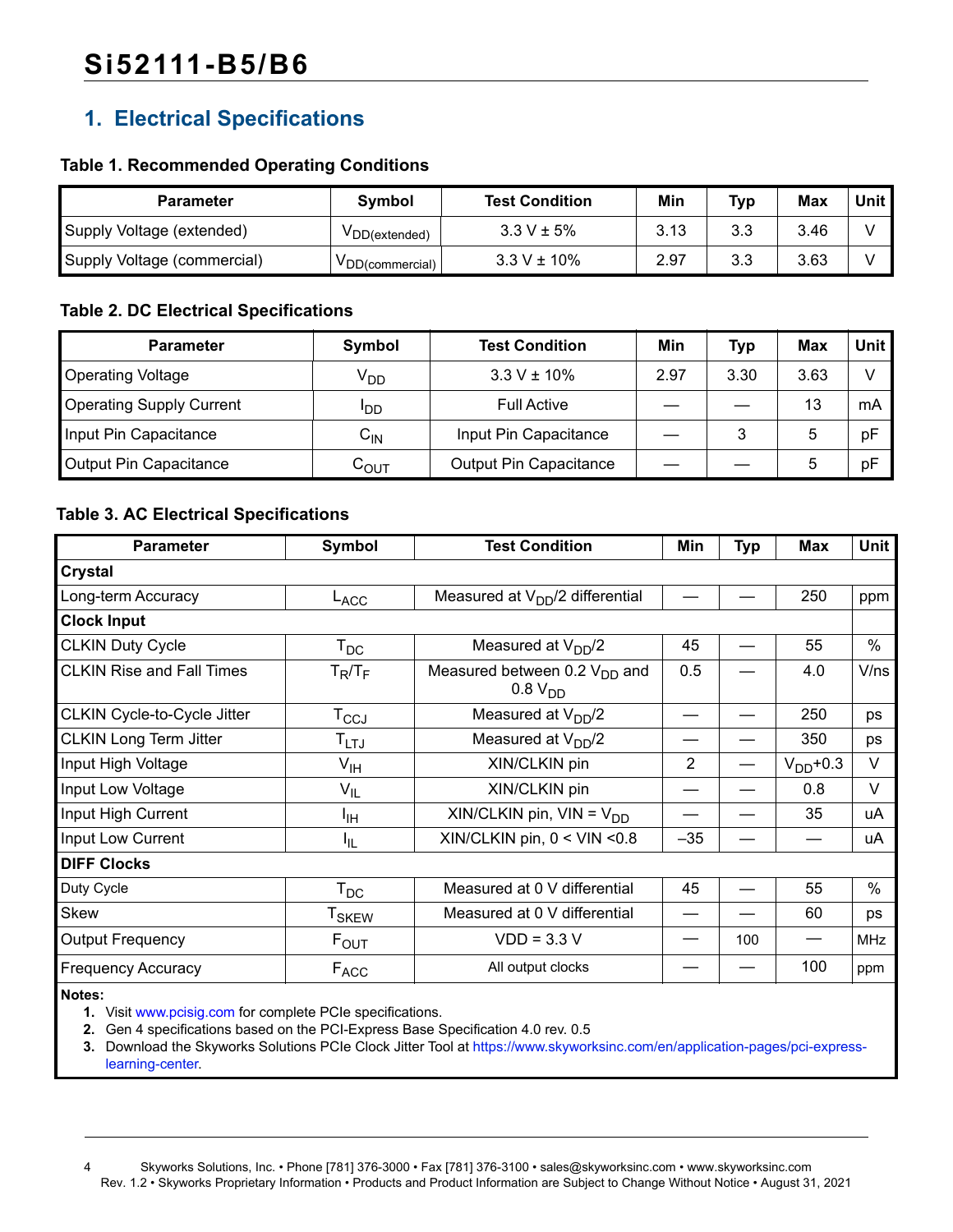## 1. Electrical Specifications

**Table 1. Recommended Operating Conditions**

| Parameter | Symbol | Test Condition | Min | Typ | Max | Unit |
|---|---|---|---|---|---|---|
| Supply Voltage (extended) | $V_{DD(extended)}$ | 3.3 V ± 5% | 3.13 | 3.3 | 3.46 | V |
| Supply Voltage (commercial) | $V_{DD(commercial)}$ | 3.3 V ± 10% | 2.97 | 3.3 | 3.63 | V |

**Table 2. DC Electrical Specifications**

| Parameter | Symbol | Test Condition | Min | Typ | Max | Unit |
|---|---|---|---|---|---|---|
| Operating Voltage | $V_{DD}$ | 3.3 V ± 10% | 2.97 | 3.30 | 3.63 | V |
| Operating Supply Current | $I_{DD}$ | Full Active | — | — | 13 | mA |
| Input Pin Capacitance | $C_{IN}$ | Input Pin Capacitance | — | 3 | 5 | pF |
| Output Pin Capacitance | $C_{OUT}$ | Output Pin Capacitance | — | — | 5 | pF |

**Table 3. AC Electrical Specifications**

| Parameter | Symbol | Test Condition | Min | Typ | Max | Unit |
|---|---|---|---|---|---|---|
| **Crystal** | | | | | | |
| Long-term Accuracy | $L_{ACC}$ | Measured at $V_{DD}/2$ differential | — | — | 250 | ppm |
| **Clock Input** | | | | | | |
| CLKIN Duty Cycle | $T_{DC}$ | Measured at $V_{DD}/2$ | 45 | — | 55 | % |
| CLKIN Rise and Fall Times | $T_R/T_F$ | Measured between 0.2 $V_{DD}$ and 0.8 $V_{DD}$ | 0.5 | — | 4.0 | V/ns |
| CLKIN Cycle-to-Cycle Jitter | $T_{CCJ}$ | Measured at $V_{DD}/2$ | — | — | 250 | ps |
| CLKIN Long Term Jitter | $T_{LTJ}$ | Measured at $V_{DD}/2$ | — | — | 350 | ps |
| Input High Voltage | $V_{IH}$ | XIN/CLKIN pin | 2 | — | $V_{DD}$+0.3 | V |
| Input Low Voltage | $V_{IL}$ | XIN/CLKIN pin | — | — | 0.8 | V |
| Input High Current | $I_{IH}$ | XIN/CLKIN pin, VIN = $V_{DD}$ | — | — | 35 | uA |
| Input Low Current | $I_{IL}$ | XIN/CLKIN pin, 0 < VIN <0.8 | –35 | — | — | uA |
| **DIFF Clocks** | | | | | | |
| Duty Cycle | $T_{DC}$ | Measured at 0 V differential | 45 | — | 55 | % |
| Skew | $T_{SKEW}$ | Measured at 0 V differential | — | — | 60 | ps |
| Output Frequency | $F_{OUT}$ | VDD = 3.3 V | — | 100 | — | MHz |
| Frequency Accuracy | $F_{ACC}$ | All output clocks | — | — | 100 | ppm |

**Notes:**

1. Visit www.pcisig.com for complete PCIe specifications.
2. Gen 4 specifications based on the PCI-Express Base Specification 4.0 rev. 0.5
3. Download the Skyworks Solutions PCIe Clock Jitter Tool at https://www.skyworksinc.com/en/application-pages/pci-express-learning-center.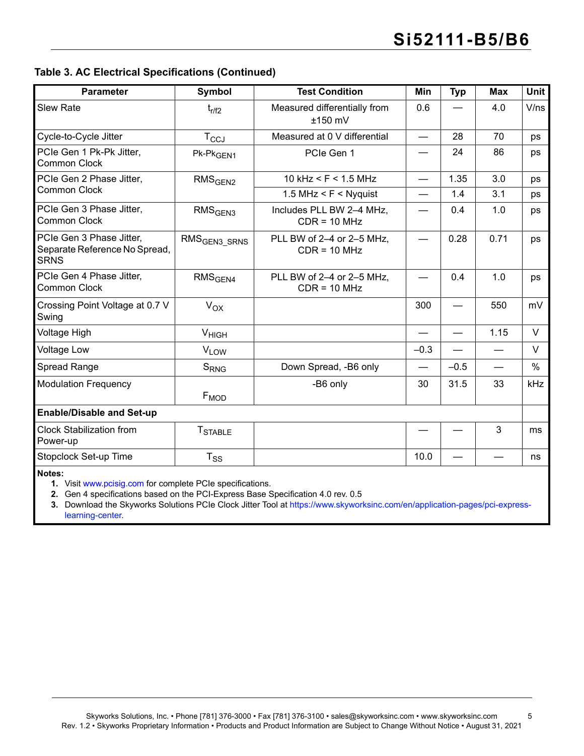**Table 3. AC Electrical Specifications (Continued)**

| Parameter | Symbol | Test Condition | Min | Typ | Max | Unit |
|---|---|---|---|---|---|---|
| Slew Rate | $t_{r/f2}$ | Measured differentially from ±150 mV | 0.6 | — | 4.0 | V/ns |
| Cycle-to-Cycle Jitter | $T_{CCJ}$ | Measured at 0 V differential | — | 28 | 70 | ps |
| PCIe Gen 1 Pk-Pk Jitter, Common Clock | $Pk\text{-}Pk_{GEN1}$ | PCIe Gen 1 | — | 24 | 86 | ps |
| PCIe Gen 2 Phase Jitter, Common Clock | $RMS_{GEN2}$ | 10 kHz < F < 1.5 MHz | — | 1.35 | 3.0 | ps |
| | | 1.5 MHz < F < Nyquist | — | 1.4 | 3.1 | ps |
| PCIe Gen 3 Phase Jitter, Common Clock | $RMS_{GEN3}$ | Includes PLL BW 2–4 MHz, CDR = 10 MHz | — | 0.4 | 1.0 | ps |
| PCIe Gen 3 Phase Jitter, Separate Reference No Spread, SRNS | $RMS_{GEN3\_SRNS}$ | PLL BW of 2–4 or 2–5 MHz, CDR = 10 MHz | — | 0.28 | 0.71 | ps |
| PCIe Gen 4 Phase Jitter, Common Clock | $RMS_{GEN4}$ | PLL BW of 2–4 or 2–5 MHz, CDR = 10 MHz | — | 0.4 | 1.0 | ps |
| Crossing Point Voltage at 0.7 V Swing | $V_{OX}$ | | 300 | — | 550 | mV |
| Voltage High | $V_{HIGH}$ | | — | — | 1.15 | V |
| Voltage Low | $V_{LOW}$ | | –0.3 | — | — | V |
| Spread Range | $S_{RNG}$ | Down Spread, -B6 only | — | –0.5 | — | % |
| Modulation Frequency | $F_{MOD}$ | -B6 only | 30 | 31.5 | 33 | kHz |
| **Enable/Disable and Set-up** | | | | | | |
| Clock Stabilization from Power-up | $T_{STABLE}$ | | — | — | 3 | ms |
| Stopclock Set-up Time | $T_{SS}$ | | 10.0 | — | — | ns |

**Notes:**
1. Visit www.pcisig.com for complete PCIe specifications.
2. Gen 4 specifications based on the PCI-Express Base Specification 4.0 rev. 0.5
3. Download the Skyworks Solutions PCIe Clock Jitter Tool at https://www.skyworksinc.com/en/application-pages/pci-express-learning-center.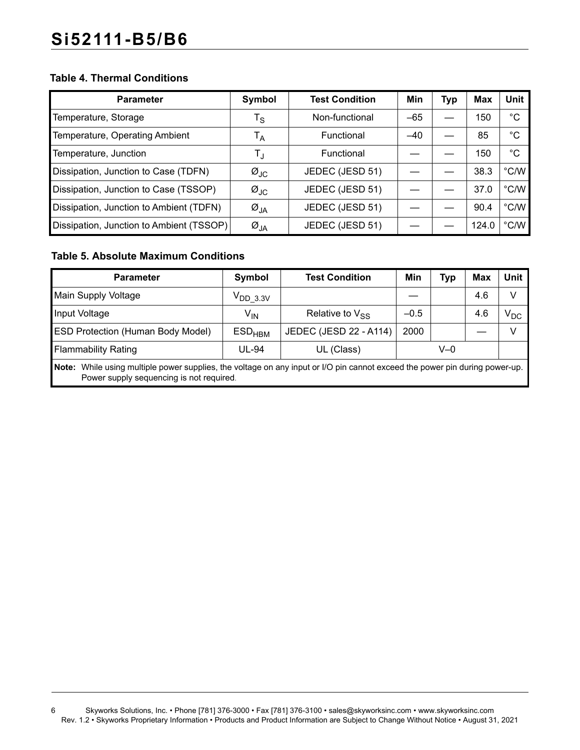**Table 4. Thermal Conditions**

| Parameter | Symbol | Test Condition | Min | Typ | Max | Unit |
|---|---|---|---|---|---|---|
| Temperature, Storage | $T_S$ | Non-functional | –65 | — | 150 | °C |
| Temperature, Operating Ambient | $T_A$ | Functional | –40 | — | 85 | °C |
| Temperature, Junction | $T_J$ | Functional | — | — | 150 | °C |
| Dissipation, Junction to Case (TDFN) | $Ø_{JC}$ | JEDEC (JESD 51) | — | — | 38.3 | °C/W |
| Dissipation, Junction to Case (TSSOP) | $Ø_{JC}$ | JEDEC (JESD 51) | — | — | 37.0 | °C/W |
| Dissipation, Junction to Ambient (TDFN) | $Ø_{JA}$ | JEDEC (JESD 51) | — | — | 90.4 | °C/W |
| Dissipation, Junction to Ambient (TSSOP) | $Ø_{JA}$ | JEDEC (JESD 51) | — | — | 124.0 | °C/W |

**Table 5. Absolute Maximum Conditions**

| Parameter | Symbol | Test Condition | Min | Typ | Max | Unit |
|---|---|---|---|---|---|---|
| Main Supply Voltage | $V_{DD\_3.3V}$ | | — | | 4.6 | V |
| Input Voltage | $V_{IN}$ | Relative to $V_{SS}$ | –0.5 | | 4.6 | $V_{DC}$ |
| ESD Protection (Human Body Model) | $ESD_{HBM}$ | JEDEC (JESD 22 - A114) | 2000 | | — | V |
| Flammability Rating | UL-94 | UL (Class) | V–0 | | | |

**Note:** While using multiple power supplies, the voltage on any input or I/O pin cannot exceed the power pin during power-up. Power supply sequencing is not required.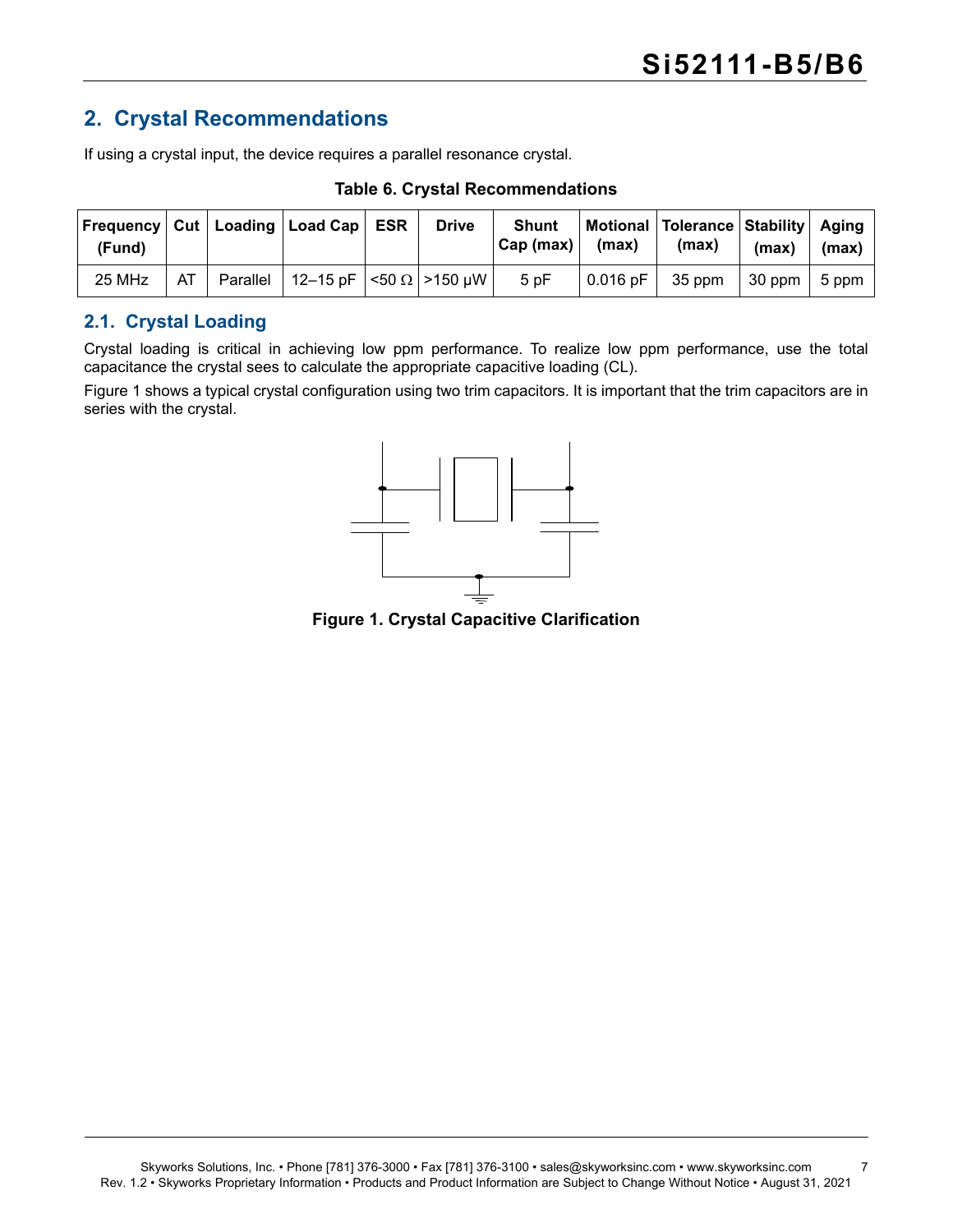## 2. Crystal Recommendations

If using a crystal input, the device requires a parallel resonance crystal.

**Table 6. Crystal Recommendations**

| Frequency (Fund) | Cut | Loading | Load Cap | ESR | Drive | Shunt Cap (max) | Motional (max) | Tolerance (max) | Stability (max) | Aging (max) |
|---|---|---|---|---|---|---|---|---|---|---|
| 25 MHz | AT | Parallel | 12–15 pF | <50 Ω | >150 µW | 5 pF | 0.016 pF | 35 ppm | 30 ppm | 5 ppm |

### 2.1. Crystal Loading

Crystal loading is critical in achieving low ppm performance. To realize low ppm performance, use the total capacitance the crystal sees to calculate the appropriate capacitive loading (CL).

Figure 1 shows a typical crystal configuration using two trim capacitors. It is important that the trim capacitors are in series with the crystal.

**Figure 1. Crystal Capacitive Clarification**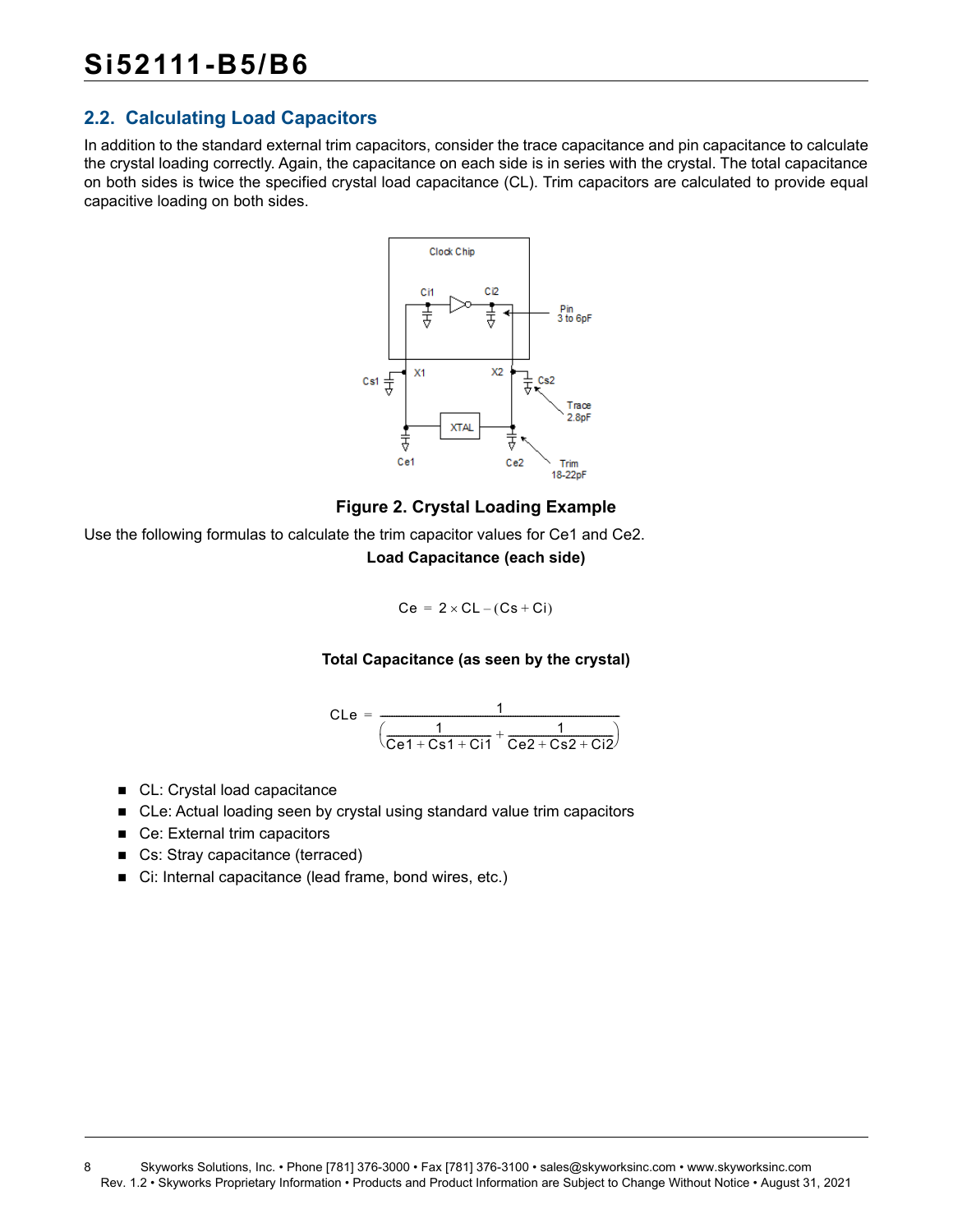## 2.2. Calculating Load Capacitors

In addition to the standard external trim capacitors, consider the trace capacitance and pin capacitance to calculate the crystal loading correctly. Again, the capacitance on each side is in series with the crystal. The total capacitance on both sides is twice the specified crystal load capacitance (CL). Trim capacitors are calculated to provide equal capacitive loading on both sides.

**Figure 2. Crystal Loading Example**

Use the following formulas to calculate the trim capacitor values for Ce1 and Ce2.

**Load Capacitance (each side)**

$$Ce = 2 \times CL - (Cs + Ci)$$

**Total Capacitance (as seen by the crystal)**

$$CLe = \frac{1}{\left(\frac{1}{Ce1 + Cs1 + Ci1} + \frac{1}{Ce2 + Cs2 + Ci2}\right)}$$

- CL: Crystal load capacitance
- CLe: Actual loading seen by crystal using standard value trim capacitors
- Ce: External trim capacitors
- Cs: Stray capacitance (terraced)
- Ci: Internal capacitance (lead frame, bond wires, etc.)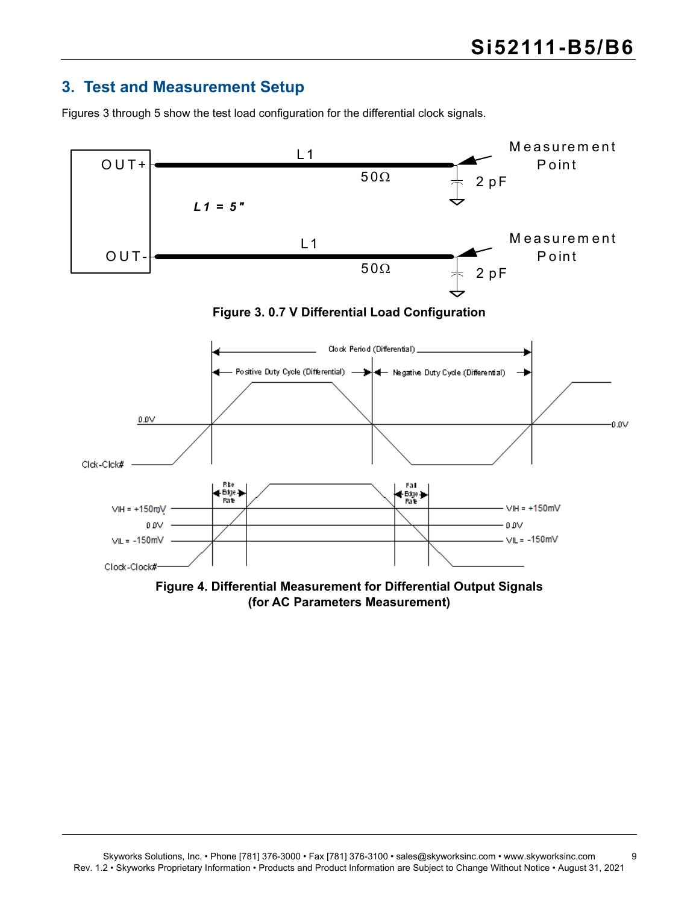## 3. Test and Measurement Setup

Figures 3 through 5 show the test load configuration for the differential clock signals.

Figure 3. 0.7 V Differential Load Configuration

Figure 4. Differential Measurement for Differential Output Signals (for AC Parameters Measurement)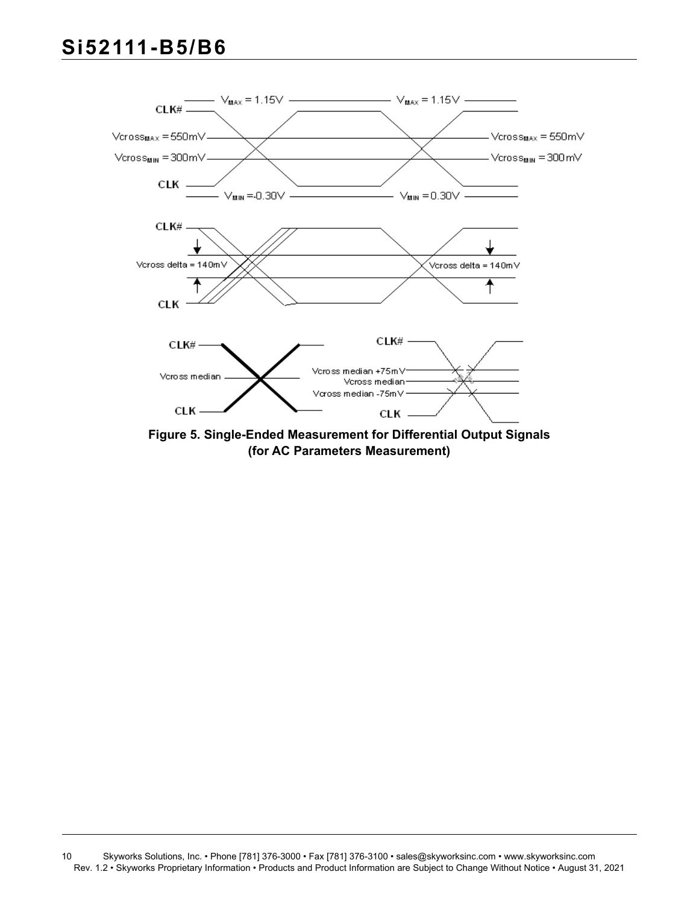**Figure 5. Single-Ended Measurement for Differential Output Signals (for AC Parameters Measurement)**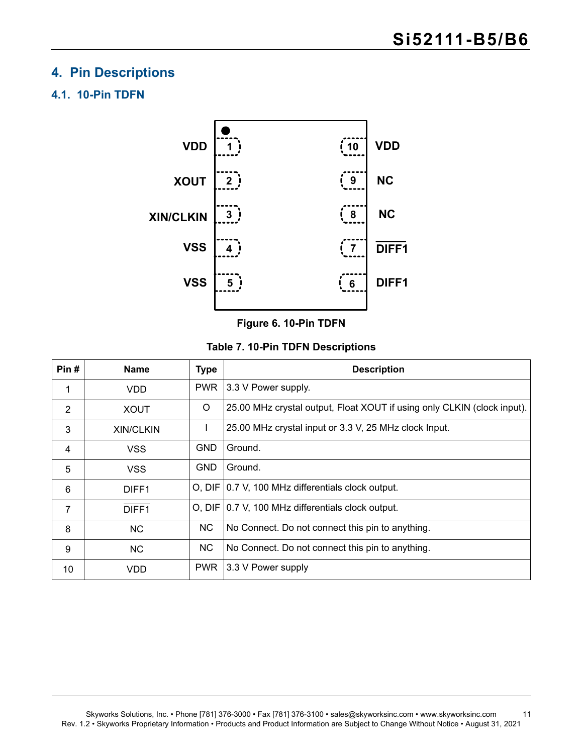# 4. Pin Descriptions

## 4.1. 10-Pin TDFN

Figure 6. 10-Pin TDFN

Table 7. 10-Pin TDFN Descriptions

| Pin # | Name | Type | Description |
|---|---|---|---|
| 1 | VDD | PWR | 3.3 V Power supply. |
| 2 | XOUT | O | 25.00 MHz crystal output, Float XOUT if using only CLKIN (clock input). |
| 3 | XIN/CLKIN | I | 25.00 MHz crystal input or 3.3 V, 25 MHz clock Input. |
| 4 | VSS | GND | Ground. |
| 5 | VSS | GND | Ground. |
| 6 | DIFF1 | O, DIF | 0.7 V, 100 MHz differentials clock output. |
| 7 | $\overline{\text{DIFF1}}$ | O, DIF | 0.7 V, 100 MHz differentials clock output. |
| 8 | NC | NC | No Connect. Do not connect this pin to anything. |
| 9 | NC | NC | No Connect. Do not connect this pin to anything. |
| 10 | VDD | PWR | 3.3 V Power supply |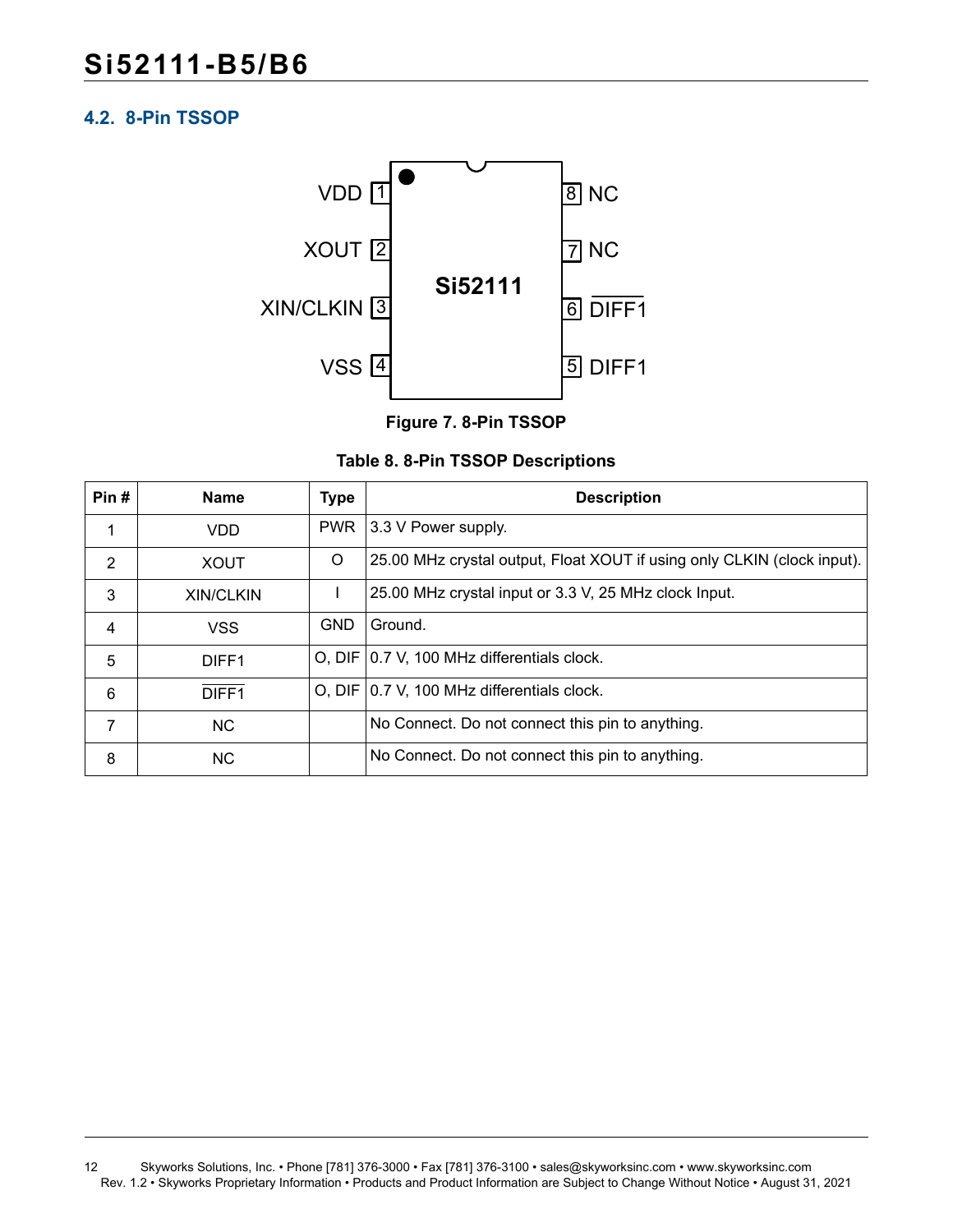## 4.2. 8-Pin TSSOP

Figure 7. 8-Pin TSSOP

**Table 8. 8-Pin TSSOP Descriptions**

| Pin # | Name | Type | Description |
|---|---|---|---|
| 1 | VDD | PWR | 3.3 V Power supply. |
| 2 | XOUT | O | 25.00 MHz crystal output, Float XOUT if using only CLKIN (clock input). |
| 3 | XIN/CLKIN | I | 25.00 MHz crystal input or 3.3 V, 25 MHz clock Input. |
| 4 | VSS | GND | Ground. |
| 5 | DIFF1 | O, DIF | 0.7 V, 100 MHz differentials clock. |
| 6 | $\overline{\text{DIFF1}}$ | O, DIF | 0.7 V, 100 MHz differentials clock. |
| 7 | NC | | No Connect. Do not connect this pin to anything. |
| 8 | NC | | No Connect. Do not connect this pin to anything. |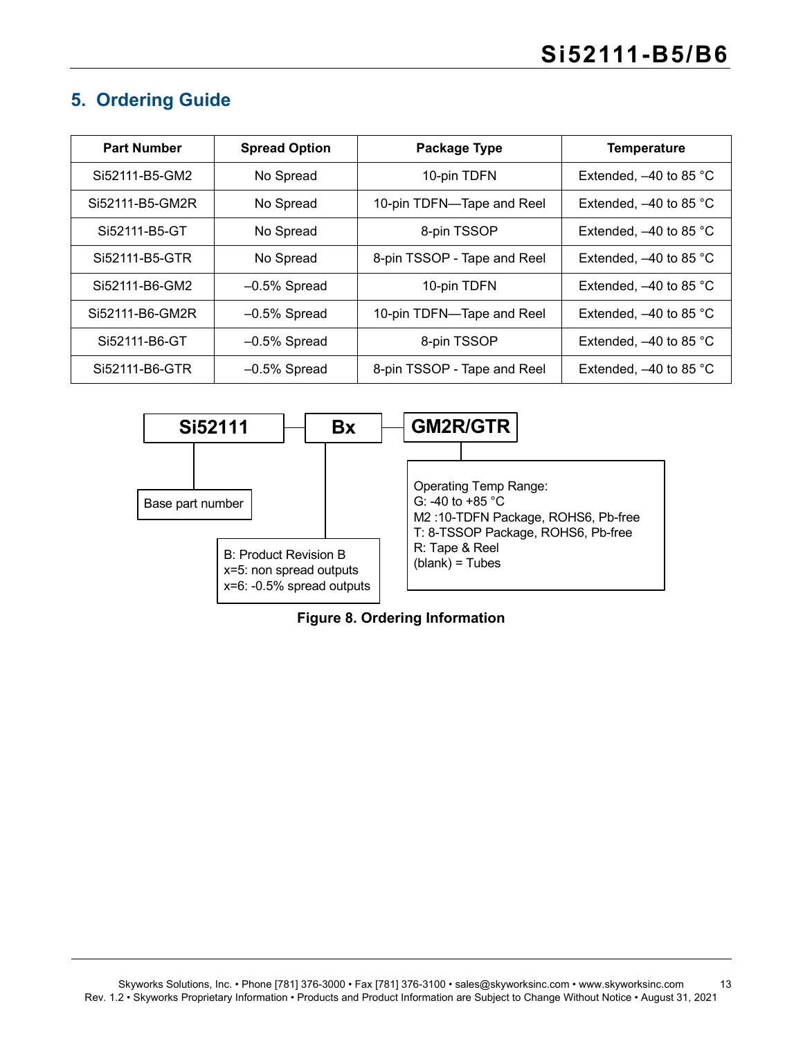## 5. Ordering Guide

| Part Number | Spread Option | Package Type | Temperature |
|---|---|---|---|
| Si52111-B5-GM2 | No Spread | 10-pin TDFN | Extended, –40 to 85 °C |
| Si52111-B5-GM2R | No Spread | 10-pin TDFN—Tape and Reel | Extended, –40 to 85 °C |
| Si52111-B5-GT | No Spread | 8-pin TSSOP | Extended, –40 to 85 °C |
| Si52111-B5-GTR | No Spread | 8-pin TSSOP - Tape and Reel | Extended, –40 to 85 °C |
| Si52111-B6-GM2 | –0.5% Spread | 10-pin TDFN | Extended, –40 to 85 °C |
| Si52111-B6-GM2R | –0.5% Spread | 10-pin TDFN—Tape and Reel | Extended, –40 to 85 °C |
| Si52111-B6-GT | –0.5% Spread | 8-pin TSSOP | Extended, –40 to 85 °C |
| Si52111-B6-GTR | –0.5% Spread | 8-pin TSSOP - Tape and Reel | Extended, –40 to 85 °C |

**Si52111** — **Bx** — **GM2R/GTR**

- Si52111: Base part number
- Bx:
  - B: Product Revision B
  - x=5: non spread outputs
  - x=6: -0.5% spread outputs
- GM2R/GTR:
  - Operating Temp Range:
  - G: -40 to +85 °C
  - M2 :10-TDFN Package, ROHS6, Pb-free
  - T: 8-TSSOP Package, ROHS6, Pb-free
  - R: Tape & Reel
  - (blank) = Tubes

**Figure 8. Ordering Information**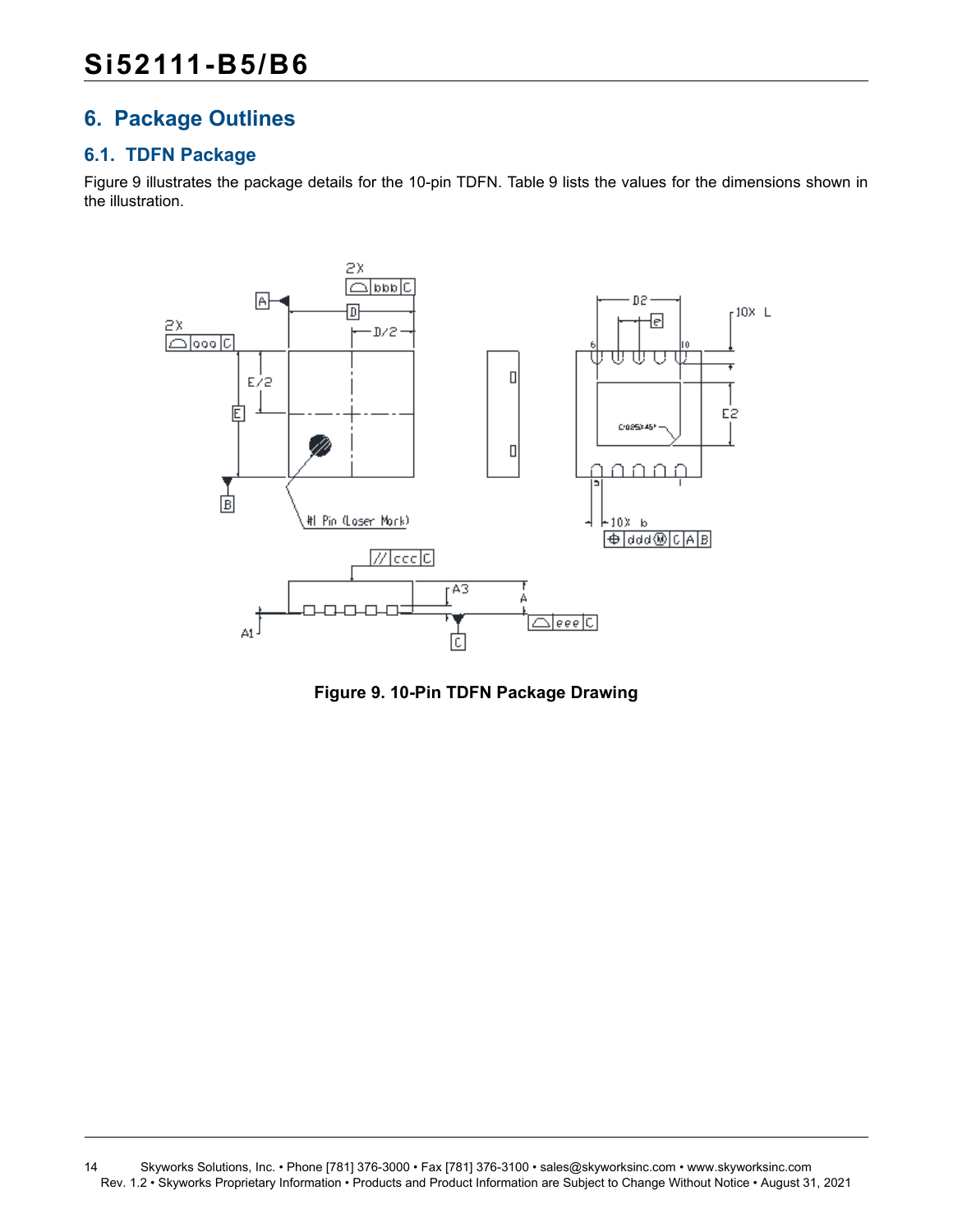# 6. Package Outlines

## 6.1. TDFN Package

Figure 9 illustrates the package details for the 10-pin TDFN. Table 9 lists the values for the dimensions shown in the illustration.

**Figure 9. 10-Pin TDFN Package Drawing**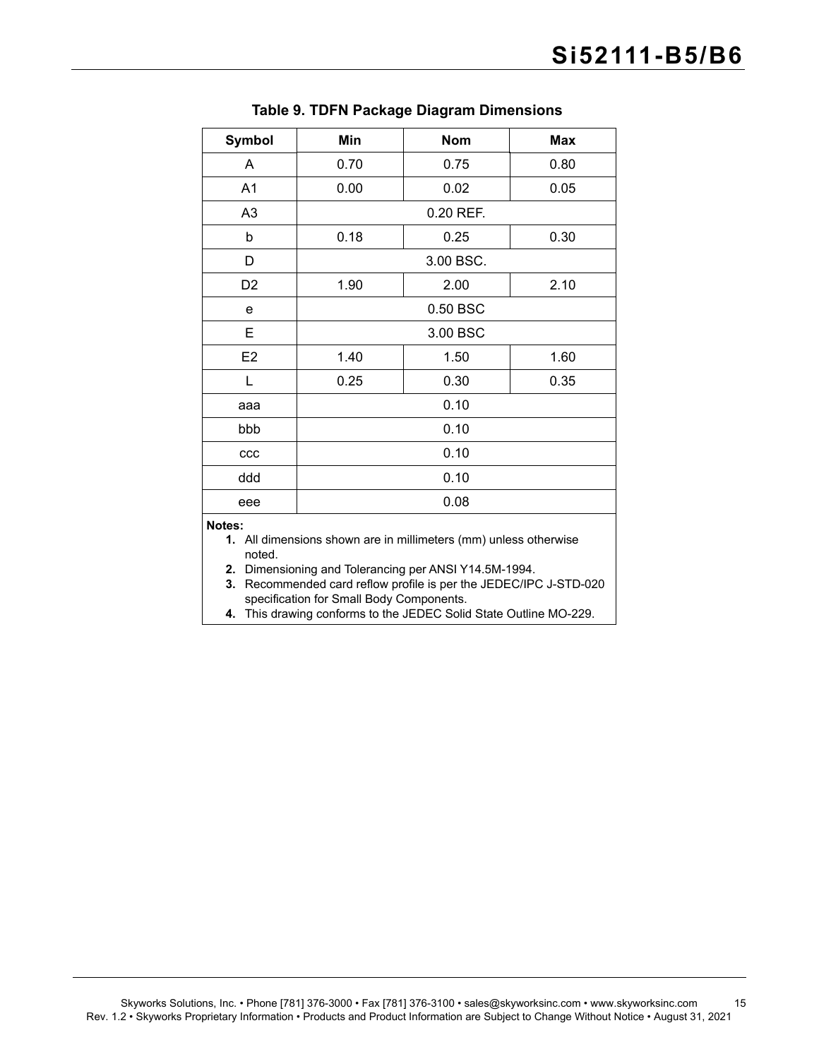**Table 9. TDFN Package Diagram Dimensions**

| Symbol | Min | Nom | Max |
|---|---|---|---|
| A | 0.70 | 0.75 | 0.80 |
| A1 | 0.00 | 0.02 | 0.05 |
| A3 | | 0.20 REF. | |
| b | 0.18 | 0.25 | 0.30 |
| D | | 3.00 BSC. | |
| D2 | 1.90 | 2.00 | 2.10 |
| e | | 0.50 BSC | |
| E | | 3.00 BSC | |
| E2 | 1.40 | 1.50 | 1.60 |
| L | 0.25 | 0.30 | 0.35 |
| aaa | | 0.10 | |
| bbb | | 0.10 | |
| ccc | | 0.10 | |
| ddd | | 0.10 | |
| eee | | 0.08 | |

**Notes:**

1. All dimensions shown are in millimeters (mm) unless otherwise noted.
2. Dimensioning and Tolerancing per ANSI Y14.5M-1994.
3. Recommended card reflow profile is per the JEDEC/IPC J-STD-020 specification for Small Body Components.
4. This drawing conforms to the JEDEC Solid State Outline MO-229.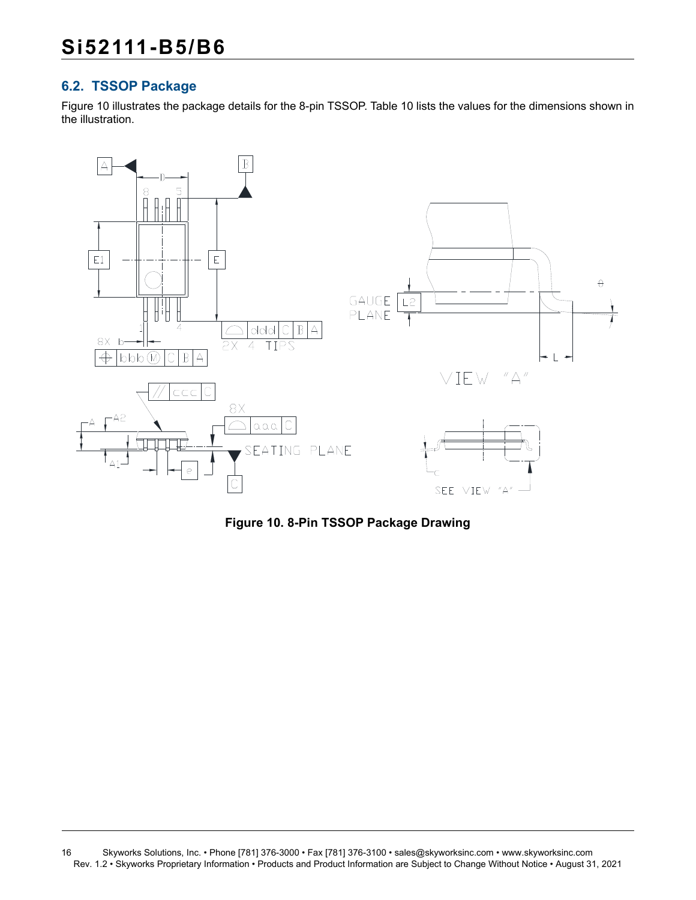## 6.2. TSSOP Package

Figure 10 illustrates the package details for the 8-pin TSSOP. Table 10 lists the values for the dimensions shown in the illustration.

**Figure 10. 8-Pin TSSOP Package Drawing**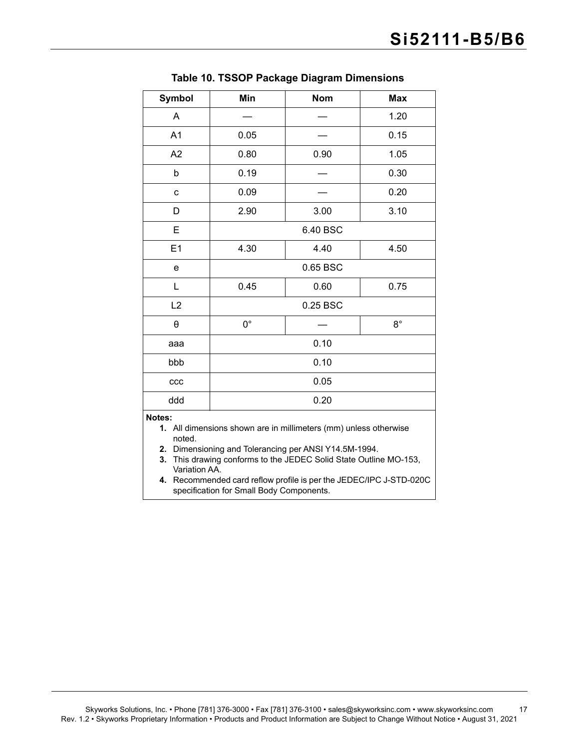**Table 10. TSSOP Package Diagram Dimensions**

| Symbol | Min | Nom | Max |
|---|---|---|---|
| A | — | — | 1.20 |
| A1 | 0.05 | — | 0.15 |
| A2 | 0.80 | 0.90 | 1.05 |
| b | 0.19 | — | 0.30 |
| c | 0.09 | — | 0.20 |
| D | 2.90 | 3.00 | 3.10 |
| E | 6.40 BSC | | |
| E1 | 4.30 | 4.40 | 4.50 |
| e | 0.65 BSC | | |
| L | 0.45 | 0.60 | 0.75 |
| L2 | 0.25 BSC | | |
| θ | 0° | — | 8° |
| aaa | 0.10 | | |
| bbb | 0.10 | | |
| ccc | 0.05 | | |
| ddd | 0.20 | | |

**Notes:**

1. All dimensions shown are in millimeters (mm) unless otherwise noted.
2. Dimensioning and Tolerancing per ANSI Y14.5M-1994.
3. This drawing conforms to the JEDEC Solid State Outline MO-153, Variation AA.
4. Recommended card reflow profile is per the JEDEC/IPC J-STD-020C specification for Small Body Components.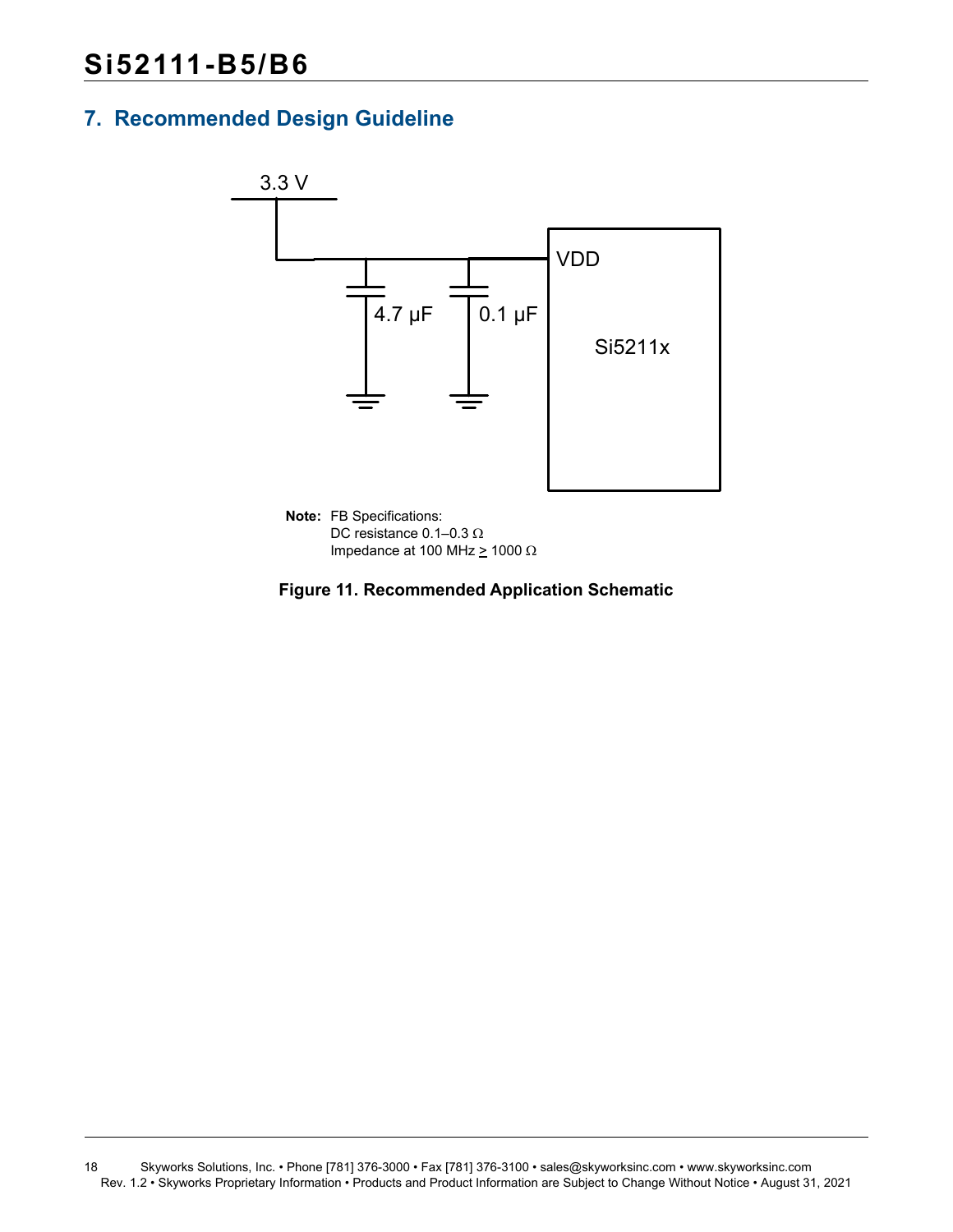## 7. Recommended Design Guideline

**Note:** FB Specifications:
DC resistance 0.1–0.3 Ω
Impedance at 100 MHz ≥ 1000 Ω

**Figure 11. Recommended Application Schematic**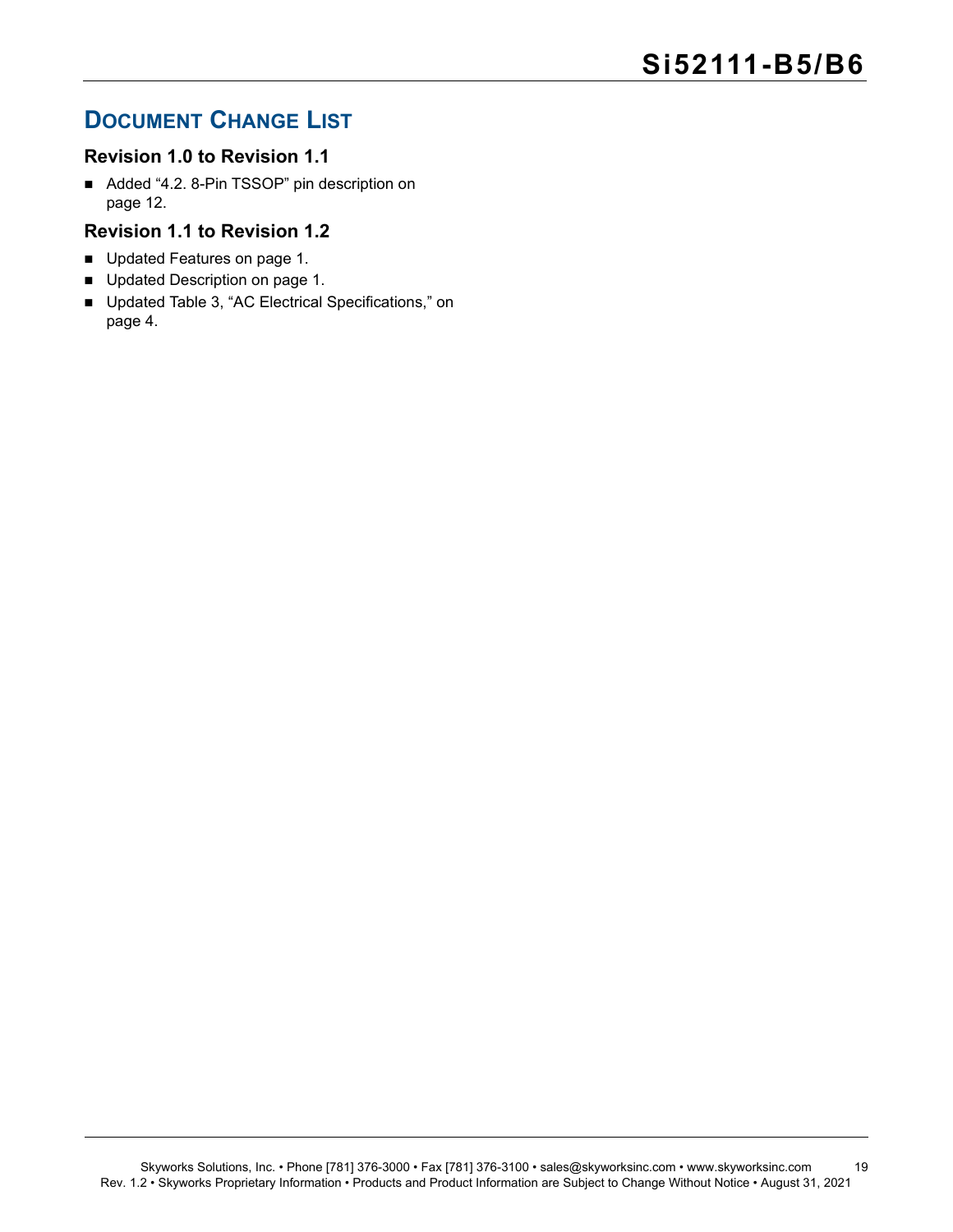# DOCUMENT CHANGE LIST

## Revision 1.0 to Revision 1.1

- Added "4.2. 8-Pin TSSOP" pin description on page 12.

## Revision 1.1 to Revision 1.2

- Updated Features on page 1.
- Updated Description on page 1.
- Updated Table 3, "AC Electrical Specifications," on page 4.